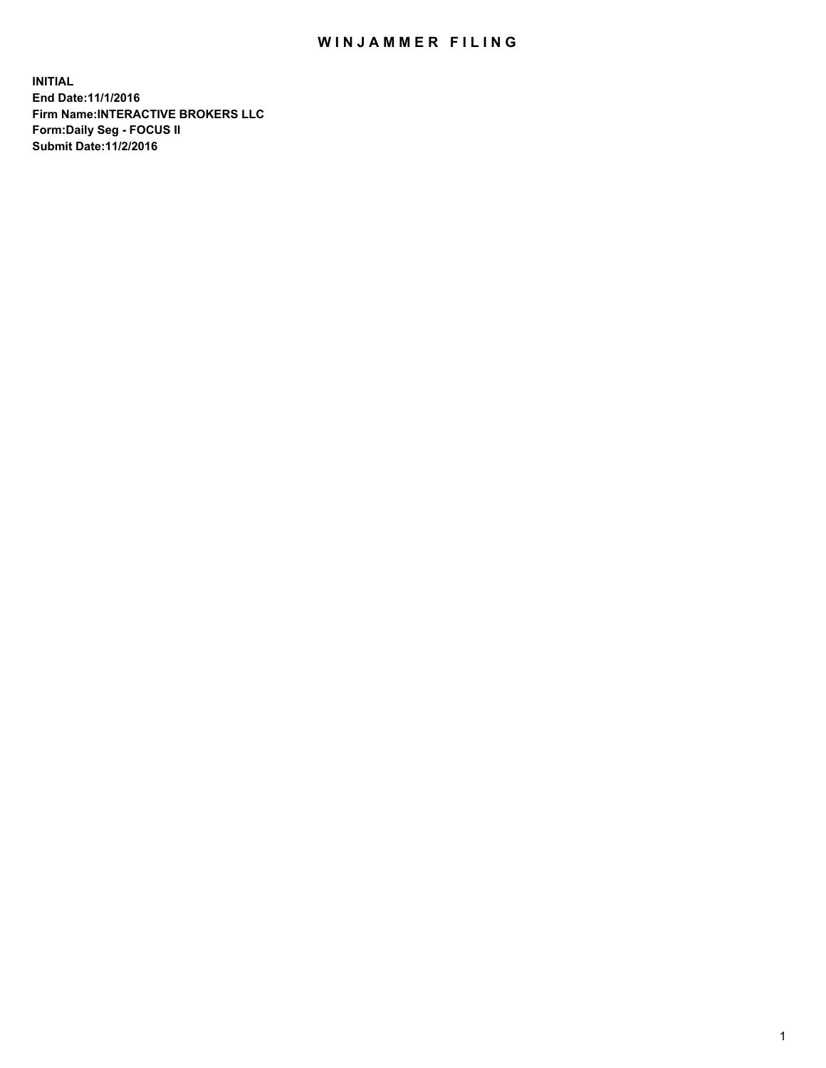# WINJAMMER FILING

**INITIAL**
**End Date:11/1/2016**
**Firm Name:INTERACTIVE BROKERS LLC**
**Form:Daily Seg - FOCUS II**
**Submit Date:11/2/2016**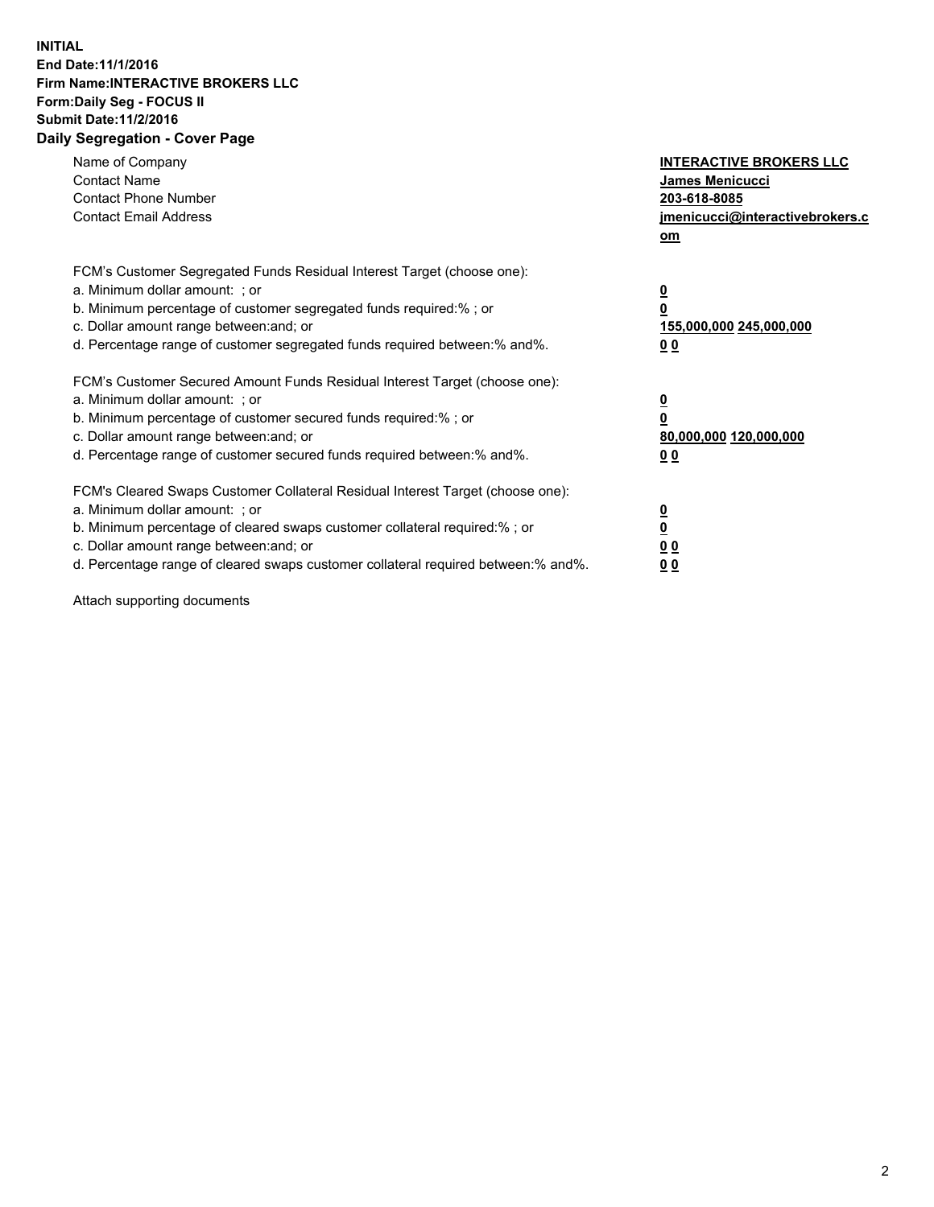**INITIAL**
**End Date:11/1/2016**
**Firm Name:INTERACTIVE BROKERS LLC**
**Form:Daily Seg - FOCUS II**
**Submit Date:11/2/2016**

**Daily Segregation - Cover Page**

| | |
|---|---|
| Name of Company | **INTERACTIVE BROKERS LLC** |
| Contact Name | **James Menicucci** |
| Contact Phone Number | **203-618-8085** |
| Contact Email Address | **jmenicucci@interactivebrokers.com** |

| | |
|---|---|
| FCM's Customer Segregated Funds Residual Interest Target (choose one): | |
| a. Minimum dollar amount: ; or | **0** |
| b. Minimum percentage of customer segregated funds required:% ; or | **0** |
| c. Dollar amount range between:and; or | **155,000,000 245,000,000** |
| d. Percentage range of customer segregated funds required between:% and%. | **0 0** |
| FCM's Customer Secured Amount Funds Residual Interest Target (choose one): | |
| a. Minimum dollar amount: ; or | **0** |
| b. Minimum percentage of customer secured funds required:% ; or | **0** |
| c. Dollar amount range between:and; or | **80,000,000 120,000,000** |
| d. Percentage range of customer secured funds required between:% and%. | **0 0** |
| FCM's Cleared Swaps Customer Collateral Residual Interest Target (choose one): | |
| a. Minimum dollar amount: ; or | **0** |
| b. Minimum percentage of cleared swaps customer collateral required:% ; or | **0** |
| c. Dollar amount range between:and; or | **0 0** |
| d. Percentage range of cleared swaps customer collateral required between:% and%. | **0 0** |

Attach supporting documents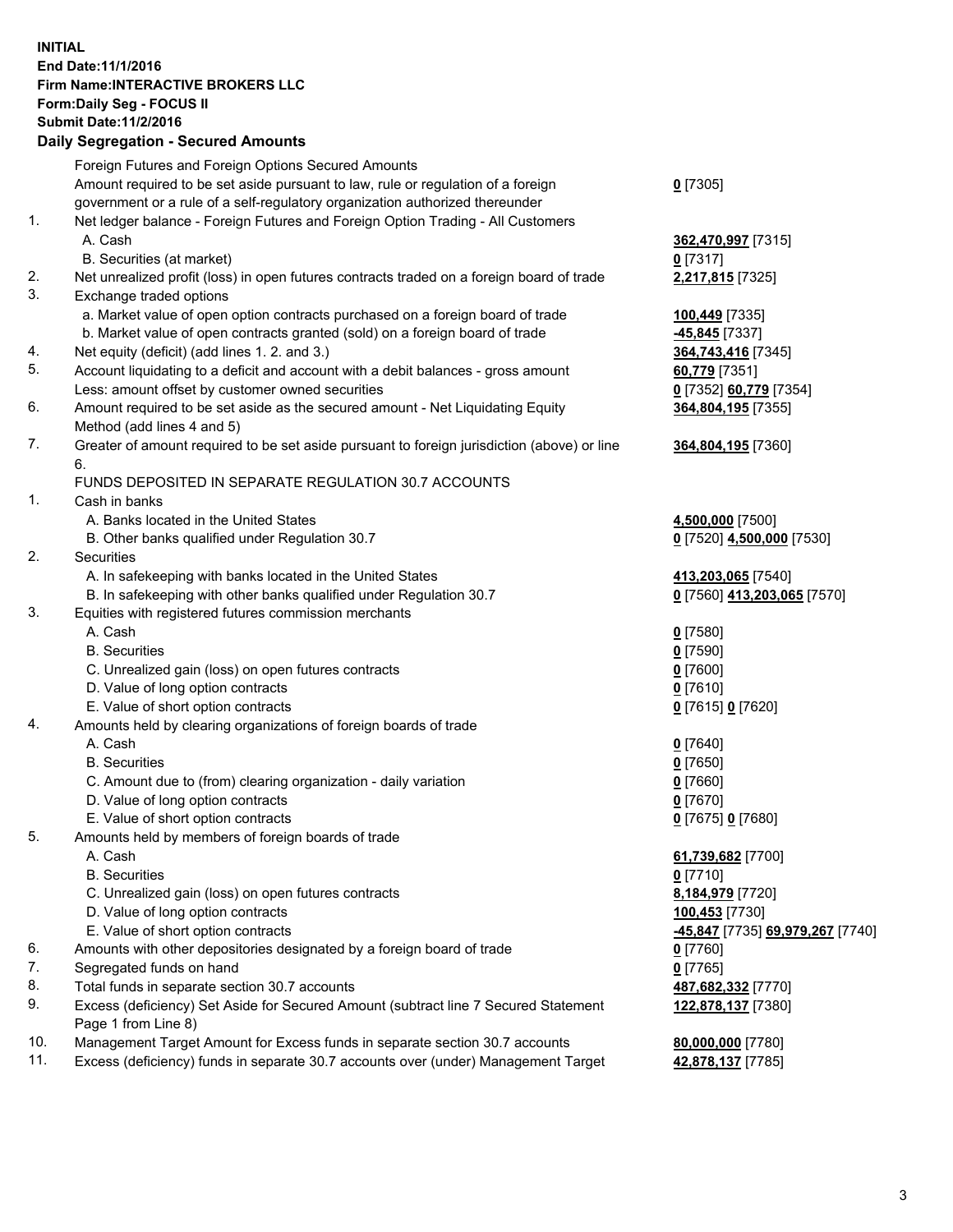**INITIAL**
**End Date:11/1/2016**
**Firm Name:INTERACTIVE BROKERS LLC**
**Form:Daily Seg - FOCUS II**
**Submit Date:11/2/2016**

## Daily Segregation - Secured Amounts

| | | |
|---|---|---|
| | Foreign Futures and Foreign Options Secured Amounts | |
| | Amount required to be set aside pursuant to law, rule or regulation of a foreign government or a rule of a self-regulatory organization authorized thereunder | **0** [7305] |
| 1. | Net ledger balance - Foreign Futures and Foreign Option Trading - All Customers | |
| | A. Cash | **362,470,997** [7315] |
| | B. Securities (at market) | **0** [7317] |
| 2. | Net unrealized profit (loss) in open futures contracts traded on a foreign board of trade | **2,217,815** [7325] |
| 3. | Exchange traded options | |
| | a. Market value of open option contracts purchased on a foreign board of trade | **100,449** [7335] |
| | b. Market value of open contracts granted (sold) on a foreign board of trade | **-45,845** [7337] |
| 4. | Net equity (deficit) (add lines 1. 2. and 3.) | **364,743,416** [7345] |
| 5. | Account liquidating to a deficit and account with a debit balances - gross amount | **60,779** [7351] |
| | Less: amount offset by customer owned securities | **0** [7352] **60,779** [7354] |
| 6. | Amount required to be set aside as the secured amount - Net Liquidating Equity Method (add lines 4 and 5) | **364,804,195** [7355] |
| 7. | Greater of amount required to be set aside pursuant to foreign jurisdiction (above) or line 6. | **364,804,195** [7360] |
| | FUNDS DEPOSITED IN SEPARATE REGULATION 30.7 ACCOUNTS | |
| 1. | Cash in banks | |
| | A. Banks located in the United States | **4,500,000** [7500] |
| | B. Other banks qualified under Regulation 30.7 | **0** [7520] **4,500,000** [7530] |
| 2. | Securities | |
| | A. In safekeeping with banks located in the United States | **413,203,065** [7540] |
| | B. In safekeeping with other banks qualified under Regulation 30.7 | **0** [7560] **413,203,065** [7570] |
| 3. | Equities with registered futures commission merchants | |
| | A. Cash | **0** [7580] |
| | B. Securities | **0** [7590] |
| | C. Unrealized gain (loss) on open futures contracts | **0** [7600] |
| | D. Value of long option contracts | **0** [7610] |
| | E. Value of short option contracts | **0** [7615] **0** [7620] |
| 4. | Amounts held by clearing organizations of foreign boards of trade | |
| | A. Cash | **0** [7640] |
| | B. Securities | **0** [7650] |
| | C. Amount due to (from) clearing organization - daily variation | **0** [7660] |
| | D. Value of long option contracts | **0** [7670] |
| | E. Value of short option contracts | **0** [7675] **0** [7680] |
| 5. | Amounts held by members of foreign boards of trade | |
| | A. Cash | **61,739,682** [7700] |
| | B. Securities | **0** [7710] |
| | C. Unrealized gain (loss) on open futures contracts | **8,184,979** [7720] |
| | D. Value of long option contracts | **100,453** [7730] |
| | E. Value of short option contracts | **-45,847** [7735] **69,979,267** [7740] |
| 6. | Amounts with other depositories designated by a foreign board of trade | **0** [7760] |
| 7. | Segregated funds on hand | **0** [7765] |
| 8. | Total funds in separate section 30.7 accounts | **487,682,332** [7770] |
| 9. | Excess (deficiency) Set Aside for Secured Amount (subtract line 7 Secured Statement Page 1 from Line 8) | **122,878,137** [7380] |
| 10. | Management Target Amount for Excess funds in separate section 30.7 accounts | **80,000,000** [7780] |
| 11. | Excess (deficiency) funds in separate 30.7 accounts over (under) Management Target | **42,878,137** [7785] |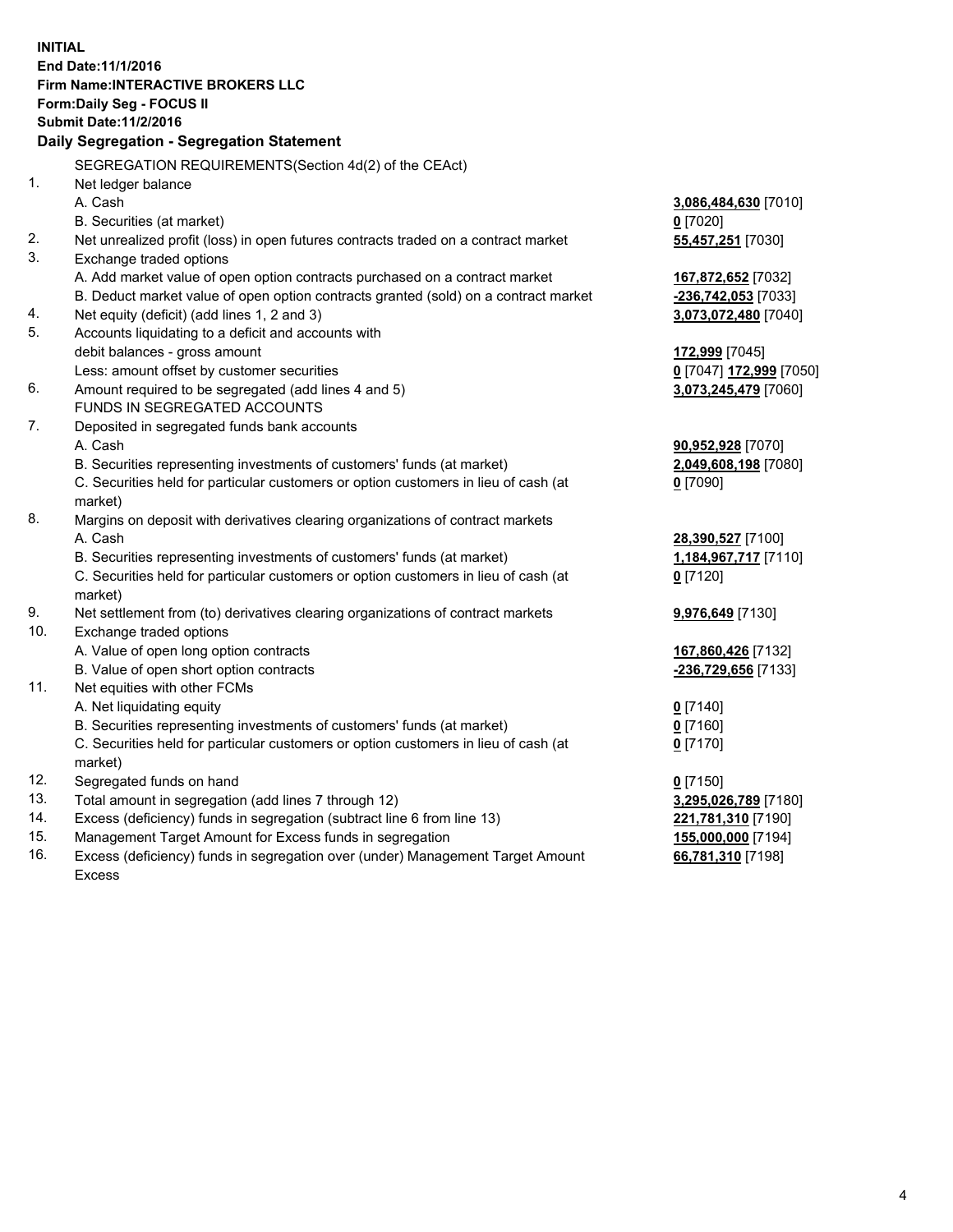**INITIAL**
**End Date:11/1/2016**
**Firm Name:INTERACTIVE BROKERS LLC**
**Form:Daily Seg - FOCUS II**
**Submit Date:11/2/2016**

**Daily Segregation - Segregation Statement**

SEGREGATION REQUIREMENTS(Section 4d(2) of the CEAct)

| | | |
|---|---|---|
| 1. | Net ledger balance | |
| | A. Cash | **3,086,484,630** [7010] |
| | B. Securities (at market) | **0** [7020] |
| 2. | Net unrealized profit (loss) in open futures contracts traded on a contract market | **55,457,251** [7030] |
| 3. | Exchange traded options | |
| | A. Add market value of open option contracts purchased on a contract market | **167,872,652** [7032] |
| | B. Deduct market value of open option contracts granted (sold) on a contract market | **-236,742,053** [7033] |
| 4. | Net equity (deficit) (add lines 1, 2 and 3) | **3,073,072,480** [7040] |
| 5. | Accounts liquidating to a deficit and accounts with | |
| | debit balances - gross amount | **172,999** [7045] |
| | Less: amount offset by customer securities | **0** [7047] **172,999** [7050] |
| 6. | Amount required to be segregated (add lines 4 and 5) | **3,073,245,479** [7060] |
| | FUNDS IN SEGREGATED ACCOUNTS | |
| 7. | Deposited in segregated funds bank accounts | |
| | A. Cash | **90,952,928** [7070] |
| | B. Securities representing investments of customers' funds (at market) | **2,049,608,198** [7080] |
| | C. Securities held for particular customers or option customers in lieu of cash (at market) | **0** [7090] |
| 8. | Margins on deposit with derivatives clearing organizations of contract markets | |
| | A. Cash | **28,390,527** [7100] |
| | B. Securities representing investments of customers' funds (at market) | **1,184,967,717** [7110] |
| | C. Securities held for particular customers or option customers in lieu of cash (at market) | **0** [7120] |
| 9. | Net settlement from (to) derivatives clearing organizations of contract markets | **9,976,649** [7130] |
| 10. | Exchange traded options | |
| | A. Value of open long option contracts | **167,860,426** [7132] |
| | B. Value of open short option contracts | **-236,729,656** [7133] |
| 11. | Net equities with other FCMs | |
| | A. Net liquidating equity | **0** [7140] |
| | B. Securities representing investments of customers' funds (at market) | **0** [7160] |
| | C. Securities held for particular customers or option customers in lieu of cash (at market) | **0** [7170] |
| 12. | Segregated funds on hand | **0** [7150] |
| 13. | Total amount in segregation (add lines 7 through 12) | **3,295,026,789** [7180] |
| 14. | Excess (deficiency) funds in segregation (subtract line 6 from line 13) | **221,781,310** [7190] |
| 15. | Management Target Amount for Excess funds in segregation | **155,000,000** [7194] |
| 16. | Excess (deficiency) funds in segregation over (under) Management Target Amount Excess | **66,781,310** [7198] |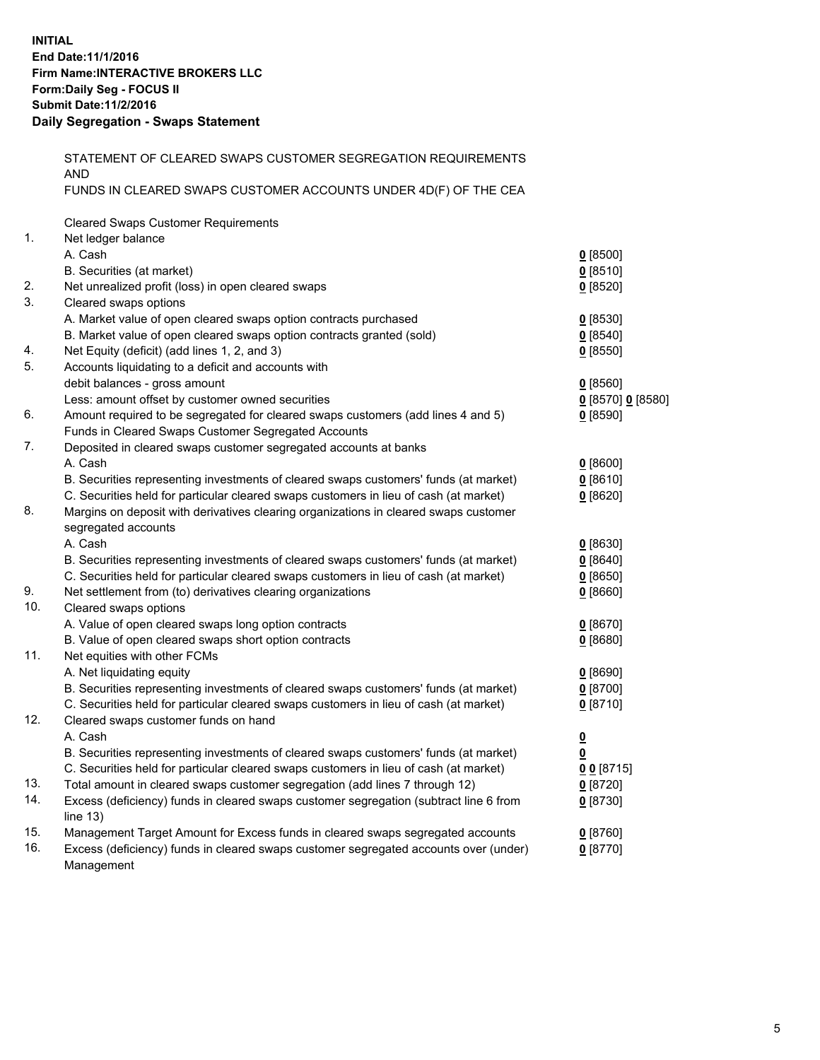**INITIAL**
**End Date:11/1/2016**
**Firm Name:INTERACTIVE BROKERS LLC**
**Form:Daily Seg - FOCUS II**
**Submit Date:11/2/2016**
**Daily Segregation - Swaps Statement**

STATEMENT OF CLEARED SWAPS CUSTOMER SEGREGATION REQUIREMENTS AND FUNDS IN CLEARED SWAPS CUSTOMER ACCOUNTS UNDER 4D(F) OF THE CEA

| | | |
|---|---|---|
| | Cleared Swaps Customer Requirements | |
| 1. | Net ledger balance | |
| | A. Cash | 0 [8500] |
| | B. Securities (at market) | 0 [8510] |
| 2. | Net unrealized profit (loss) in open cleared swaps | 0 [8520] |
| 3. | Cleared swaps options | |
| | A. Market value of open cleared swaps option contracts purchased | 0 [8530] |
| | B. Market value of open cleared swaps option contracts granted (sold) | 0 [8540] |
| 4. | Net Equity (deficit) (add lines 1, 2, and 3) | 0 [8550] |
| 5. | Accounts liquidating to a deficit and accounts with debit balances - gross amount | 0 [8560] |
| | Less: amount offset by customer owned securities | 0 [8570] 0 [8580] |
| 6. | Amount required to be segregated for cleared swaps customers (add lines 4 and 5) | 0 [8590] |
| | Funds in Cleared Swaps Customer Segregated Accounts | |
| 7. | Deposited in cleared swaps customer segregated accounts at banks | |
| | A. Cash | 0 [8600] |
| | B. Securities representing investments of cleared swaps customers' funds (at market) | 0 [8610] |
| | C. Securities held for particular cleared swaps customers in lieu of cash (at market) | 0 [8620] |
| 8. | Margins on deposit with derivatives clearing organizations in cleared swaps customer segregated accounts | |
| | A. Cash | 0 [8630] |
| | B. Securities representing investments of cleared swaps customers' funds (at market) | 0 [8640] |
| | C. Securities held for particular cleared swaps customers in lieu of cash (at market) | 0 [8650] |
| 9. | Net settlement from (to) derivatives clearing organizations | 0 [8660] |
| 10. | Cleared swaps options | |
| | A. Value of open cleared swaps long option contracts | 0 [8670] |
| | B. Value of open cleared swaps short option contracts | 0 [8680] |
| 11. | Net equities with other FCMs | |
| | A. Net liquidating equity | 0 [8690] |
| | B. Securities representing investments of cleared swaps customers' funds (at market) | 0 [8700] |
| | C. Securities held for particular cleared swaps customers in lieu of cash (at market) | 0 [8710] |
| 12. | Cleared swaps customer funds on hand | |
| | A. Cash | 0 |
| | B. Securities representing investments of cleared swaps customers' funds (at market) | 0 |
| | C. Securities held for particular cleared swaps customers in lieu of cash (at market) | 0 0 [8715] |
| 13. | Total amount in cleared swaps customer segregation (add lines 7 through 12) | 0 [8720] |
| 14. | Excess (deficiency) funds in cleared swaps customer segregation (subtract line 6 from line 13) | 0 [8730] |
| 15. | Management Target Amount for Excess funds in cleared swaps segregated accounts | 0 [8760] |
| 16. | Excess (deficiency) funds in cleared swaps customer segregated accounts over (under) Management | 0 [8770] |